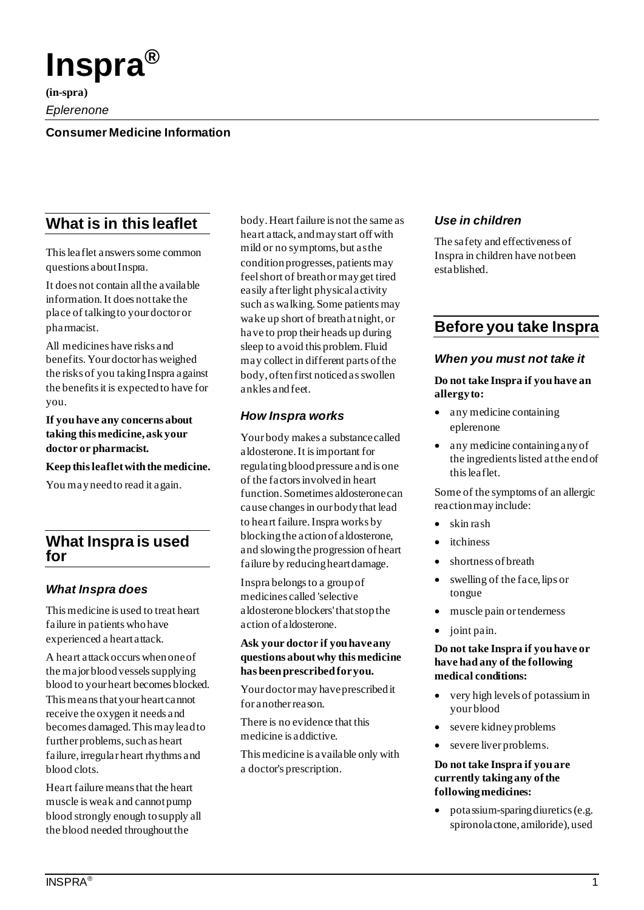# Inspra®

**(in-spra)**

*Eplerenone*

**Consumer Medicine Information**

## What is in this leaflet

This leaflet answers some common questions about Inspra.

It does not contain all the available information. It does not take the place of talking to your doctor or pharmacist.

All medicines have risks and benefits. Your doctor has weighed the risks of you taking Inspra against the benefits it is expected to have for you.

**If you have any concerns about taking this medicine, ask your doctor or pharmacist.**

**Keep this leaflet with the medicine.**

You may need to read it again.

## What Inspra is used for

### *What Inspra does*

This medicine is used to treat heart failure in patients who have experienced a heart attack.

A heart attack occurs when one of the major blood vessels supplying blood to your heart becomes blocked. This means that your heart cannot receive the oxygen it needs and becomes damaged. This may lead to further problems, such as heart failure, irregular heart rhythms and blood clots.

Heart failure means that the heart muscle is weak and cannot pump blood strongly enough to supply all the blood needed throughout the body. Heart failure is not the same as heart attack, and may start off with mild or no symptoms, but as the condition progresses, patients may feel short of breath or may get tired easily after light physical activity such as walking. Some patients may wake up short of breath at night, or have to prop their heads up during sleep to avoid this problem. Fluid may collect in different parts of the body, often first noticed as swollen ankles and feet.

### *How Inspra works*

Your body makes a substance called aldosterone. It is important for regulating blood pressure and is one of the factors involved in heart function. Sometimes aldosterone can cause changes in our body that lead to heart failure. Inspra works by blocking the action of aldosterone, and slowing the progression of heart failure by reducing heart damage.

Inspra belongs to a group of medicines called 'selective aldosterone blockers' that stop the action of aldosterone.

**Ask your doctor if you have any questions about why this medicine has been prescribed for you.**

Your doctor may have prescribed it for another reason.

There is no evidence that this medicine is addictive.

This medicine is available only with a doctor's prescription.

### *Use in children*

The safety and effectiveness of Inspra in children have not been established.

## Before you take Inspra

### *When you must not take it*

**Do not take Inspra if you have an allergy to:**

- any medicine containing eplerenone
- any medicine containing any of the ingredients listed at the end of this leaflet.

Some of the symptoms of an allergic reaction may include:

- skin rash
- itchiness
- shortness of breath
- swelling of the face, lips or tongue
- muscle pain or tenderness
- joint pain.

**Do not take Inspra if you have or have had any of the following medical conditions:**

- very high levels of potassium in your blood
- severe kidney problems
- severe liver problems.

**Do not take Inspra if you are currently taking any of the following medicines:**

- potassium-sparing diuretics (e.g. spironolactone, amiloride), used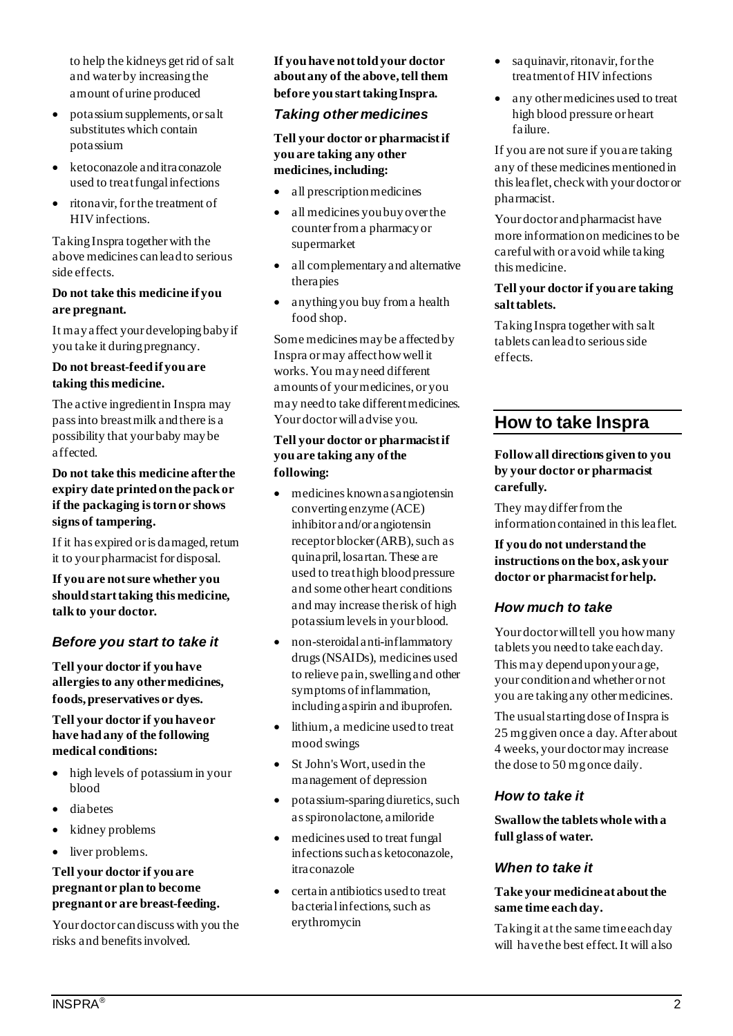to help the kidneys get rid of salt and water by increasing the amount of urine produced

- potassium supplements, or salt substitutes which contain potassium
- ketoconazole and itraconazole used to treat fungal infections
- ritonavir, for the treatment of HIV infections.

Taking Inspra together with the above medicines can lead to serious side effects.

**Do not take this medicine if you are pregnant.**

It may affect your developing baby if you take it during pregnancy.

**Do not breast-feed if you are taking this medicine.**

The active ingredient in Inspra may pass into breast milk and there is a possibility that your baby may be affected.

**Do not take this medicine after the expiry date printed on the pack or if the packaging is torn or shows signs of tampering.**

If it has expired or is damaged, return it to your pharmacist for disposal.

**If you are not sure whether you should start taking this medicine, talk to your doctor.**

### *Before you start to take it*

**Tell your doctor if you have allergies to any other medicines, foods, preservatives or dyes.**

**Tell your doctor if you have or have had any of the following medical conditions:**

- high levels of potassium in your blood
- diabetes
- kidney problems
- liver problems.

**Tell your doctor if you are pregnant or plan to become pregnant or are breast-feeding.**

Your doctor can discuss with you the risks and benefits involved.

**If you have not told your doctor about any of the above, tell them before you start taking Inspra.**

### *Taking other medicines*

**Tell your doctor or pharmacist if you are taking any other medicines, including:**

- all prescription medicines
- all medicines you buy over the counter from a pharmacy or supermarket
- all complementary and alternative therapies
- anything you buy from a health food shop.

Some medicines may be affected by Inspra or may affect how well it works. You may need different amounts of your medicines, or you may need to take different medicines. Your doctor will advise you.

**Tell your doctor or pharmacist if you are taking any of the following:**

- medicines known as angiotensin converting enzyme (ACE) inhibitor and/or angiotensin receptor blocker (ARB), such as quinapril, losartan. These are used to treat high blood pressure and some other heart conditions and may increase the risk of high potassium levels in your blood.
- non-steroidal anti-inflammatory drugs (NSAIDs), medicines used to relieve pain, swelling and other symptoms of inflammation, including aspirin and ibuprofen.
- lithium, a medicine used to treat mood swings
- St John's Wort, used in the management of depression
- potassium-sparing diuretics, such as spironolactone, amiloride
- medicines used to treat fungal infections such as ketoconazole, itraconazole
- certain antibiotics used to treat bacterial infections, such as erythromycin
- saquinavir, ritonavir, for the treatment of HIV infections
- any other medicines used to treat high blood pressure or heart failure.

If you are not sure if you are taking any of these medicines mentioned in this leaflet, check with your doctor or pharmacist.

Your doctor and pharmacist have more information on medicines to be careful with or avoid while taking this medicine.

**Tell your doctor if you are taking salt tablets.**

Taking Inspra together with salt tablets can lead to serious side effects.

## How to take Inspra

**Follow all directions given to you by your doctor or pharmacist carefully.**

They may differ from the information contained in this leaflet.

**If you do not understand the instructions on the box, ask your doctor or pharmacist for help.**

### *How much to take*

Your doctor will tell you how many tablets you need to take each day. This may depend upon your age, your condition and whether or not you are taking any other medicines.

The usual starting dose of Inspra is 25 mg given once a day. After about 4 weeks, your doctor may increase the dose to 50 mg once daily.

### *How to take it*

**Swallow the tablets whole with a full glass of water.**

### *When to take it*

**Take your medicine at about the same time each day.**

Taking it at the same time each day will have the best effect. It will also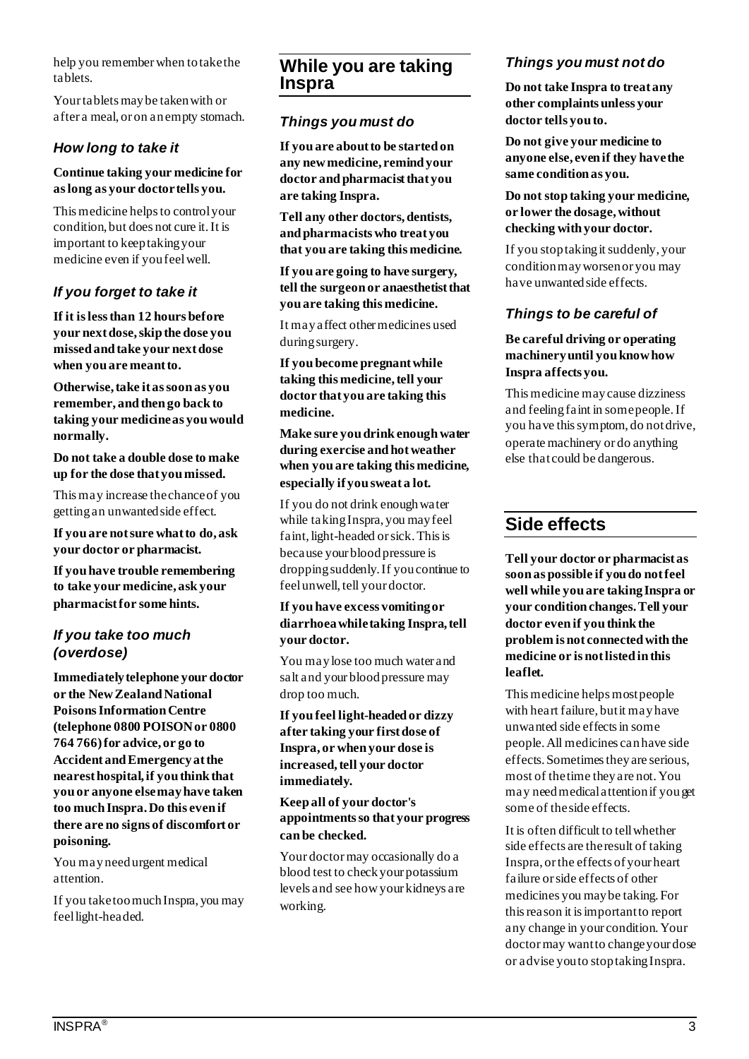help you remember when to take the tablets.

Your tablets may be taken with or after a meal, or on an empty stomach.

### How long to take it

**Continue taking your medicine for as long as your doctor tells you.**

This medicine helps to control your condition, but does not cure it. It is important to keep taking your medicine even if you feel well.

### If you forget to take it

**If it is less than 12 hours before your next dose, skip the dose you missed and take your next dose when you are meant to.**

**Otherwise, take it as soon as you remember, and then go back to taking your medicine as you would normally.**

**Do not take a double dose to make up for the dose that you missed.**

This may increase the chance of you getting an unwanted side effect.

**If you are not sure what to do, ask your doctor or pharmacist.**

**If you have trouble remembering to take your medicine, ask your pharmacist for some hints.**

### If you take too much (overdose)

**Immediately telephone your doctor or the New Zealand National Poisons Information Centre (telephone 0800 POISON or 0800 764 766) for advice, or go to Accident and Emergency at the nearest hospital, if you think that you or anyone else may have taken too much Inspra. Do this even if there are no signs of discomfort or poisoning.**

You may need urgent medical attention.

If you take too much Inspra, you may feel light-headed.

## While you are taking Inspra

### Things you must do

**If you are about to be started on any new medicine, remind your doctor and pharmacist that you are taking Inspra.**

**Tell any other doctors, dentists, and pharmacists who treat you that you are taking this medicine.**

**If you are going to have surgery, tell the surgeon or anaesthetist that you are taking this medicine.**

It may affect other medicines used during surgery.

**If you become pregnant while taking this medicine, tell your doctor that you are taking this medicine.**

**Make sure you drink enough water during exercise and hot weather when you are taking this medicine, especially if you sweat a lot.**

If you do not drink enough water while taking Inspra, you may feel faint, light-headed or sick. This is because your blood pressure is dropping suddenly. If you continue to feel unwell, tell your doctor.

**If you have excess vomiting or diarrhoea while taking Inspra, tell your doctor.**

You may lose too much water and salt and your blood pressure may drop too much.

**If you feel light-headed or dizzy after taking your first dose of Inspra, or when your dose is increased, tell your doctor immediately.**

**Keep all of your doctor's appointments so that your progress can be checked.**

Your doctor may occasionally do a blood test to check your potassium levels and see how your kidneys are working.

### Things you must not do

**Do not take Inspra to treat any other complaints unless your doctor tells you to.**

**Do not give your medicine to anyone else, even if they have the same condition as you.**

**Do not stop taking your medicine, or lower the dosage, without checking with your doctor.**

If you stop taking it suddenly, your condition may worsen or you may have unwanted side effects.

### Things to be careful of

**Be careful driving or operating machinery until you know how Inspra affects you.**

This medicine may cause dizziness and feeling faint in some people. If you have this symptom, do not drive, operate machinery or do anything else that could be dangerous.

## Side effects

**Tell your doctor or pharmacist as soon as possible if you do not feel well while you are taking Inspra or your condition changes. Tell your doctor even if you think the problem is not connected with the medicine or is not listed in this leaflet.**

This medicine helps most people with heart failure, but it may have unwanted side effects in some people. All medicines can have side effects. Sometimes they are serious, most of the time they are not. You may need medical attention if you get some of the side effects.

It is often difficult to tell whether side effects are the result of taking Inspra, or the effects of your heart failure or side effects of other medicines you may be taking. For this reason it is important to report any change in your condition. Your doctor may want to change your dose or advise you to stop taking Inspra.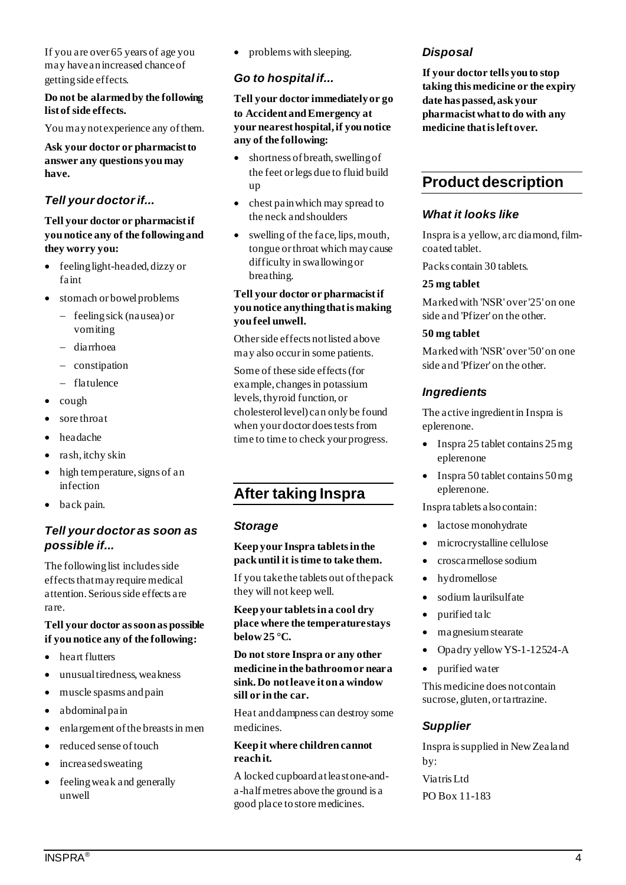If you are over 65 years of age you may have an increased chance of getting side effects.

**Do not be alarmed by the following list of side effects.**

You may not experience any of them.

**Ask your doctor or pharmacist to answer any questions you may have.**

### *Tell your doctor if...*

**Tell your doctor or pharmacist if you notice any of the following and they worry you:**

- feeling light-headed, dizzy or faint
- stomach or bowel problems
  - feeling sick (nausea) or vomiting
  - diarrhoea
  - constipation
  - flatulence
- cough
- sore throat
- headache
- rash, itchy skin
- high temperature, signs of an infection
- back pain.

### *Tell your doctor as soon as possible if...*

The following list includes side effects that may require medical attention. Serious side effects are rare.

**Tell your doctor as soon as possible if you notice any of the following:**

- heart flutters
- unusual tiredness, weakness
- muscle spasms and pain
- abdominal pain
- enlargement of the breasts in men
- reduced sense of touch
- increased sweating
- feeling weak and generally unwell
- problems with sleeping.

### *Go to hospital if...*

**Tell your doctor immediately or go to Accident and Emergency at your nearest hospital, if you notice any of the following:**

- shortness of breath, swelling of the feet or legs due to fluid build up
- chest pain which may spread to the neck and shoulders
- swelling of the face, lips, mouth, tongue or throat which may cause difficulty in swallowing or breathing.

**Tell your doctor or pharmacist if you notice anything that is making you feel unwell.**

Other side effects not listed above may also occur in some patients.

Some of these side effects (for example, changes in potassium levels, thyroid function, or cholesterol level) can only be found when your doctor does tests from time to time to check your progress.

## After taking Inspra

### *Storage*

**Keep your Inspra tablets in the pack until it is time to take them.**

If you take the tablets out of the pack they will not keep well.

**Keep your tablets in a cool dry place where the temperature stays below 25 °C.**

**Do not store Inspra or any other medicine in the bathroom or near a sink. Do not leave it on a window sill or in the car.**

Heat and dampness can destroy some medicines.

**Keep it where children cannot reach it.**

A locked cupboard at least one-and-a-half metres above the ground is a good place to store medicines.

### *Disposal*

**If your doctor tells you to stop taking this medicine or the expiry date has passed, ask your pharmacist what to do with any medicine that is left over.**

## Product description

### *What it looks like*

Inspra is a yellow, arc diamond, film-coated tablet.

Packs contain 30 tablets.

**25 mg tablet**

Marked with 'NSR' over '25' on one side and 'Pfizer' on the other.

**50 mg tablet**

Marked with 'NSR' over '50' on one side and 'Pfizer' on the other.

### *Ingredients*

The active ingredient in Inspra is eplerenone.

- Inspra 25 tablet contains 25 mg eplerenone
- Inspra 50 tablet contains 50 mg eplerenone.

Inspra tablets also contain:

- lactose monohydrate
- microcrystalline cellulose
- croscarmellose sodium
- hydromellose
- sodium laurilsulfate
- purified talc
- magnesium stearate
- Opadry yellow YS-1-12524-A
- purified water

This medicine does not contain sucrose, gluten, or tartrazine.

### *Supplier*

Inspra is supplied in New Zealand by:

Viatris Ltd

PO Box 11-183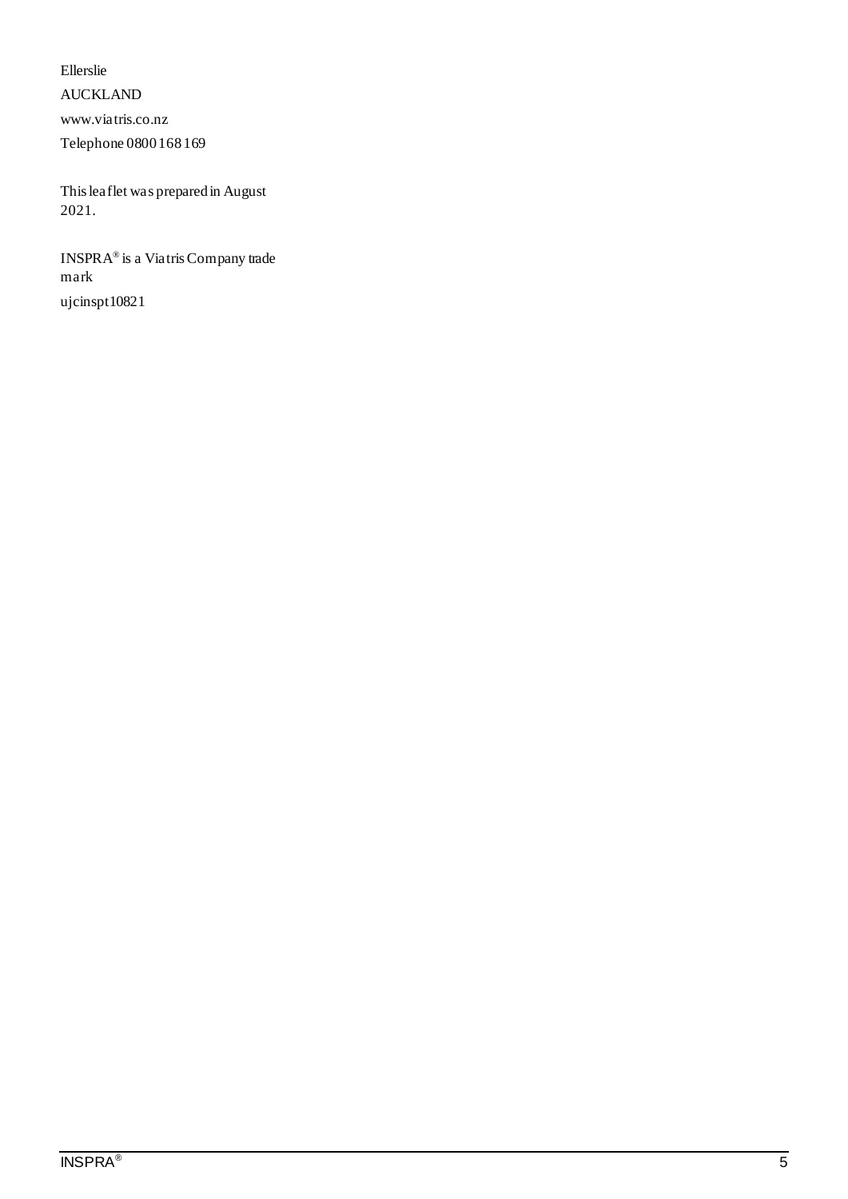Ellerslie

AUCKLAND

www.viatris.co.nz

Telephone 0800 168 169

This leaflet was prepared in August 2021.

INSPRA® is a Viatris Company trade mark

ujcinspt10821